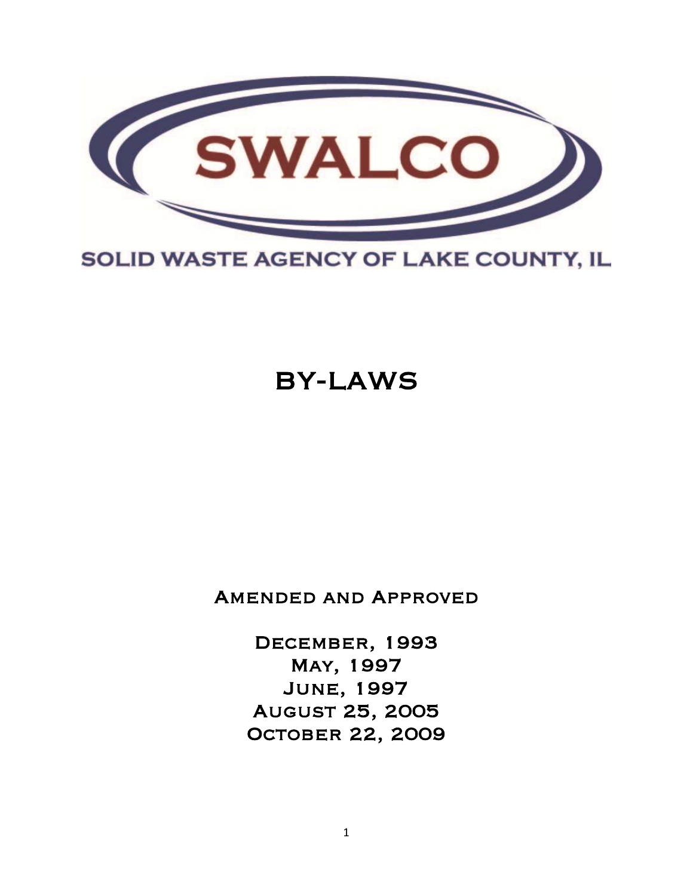SWALCO

SOLID WASTE AGENCY OF LAKE COUNTY, IL

# BY-LAWS

Amended and Approved

December, 1993
May, 1997
June, 1997
August 25, 2005
October 22, 2009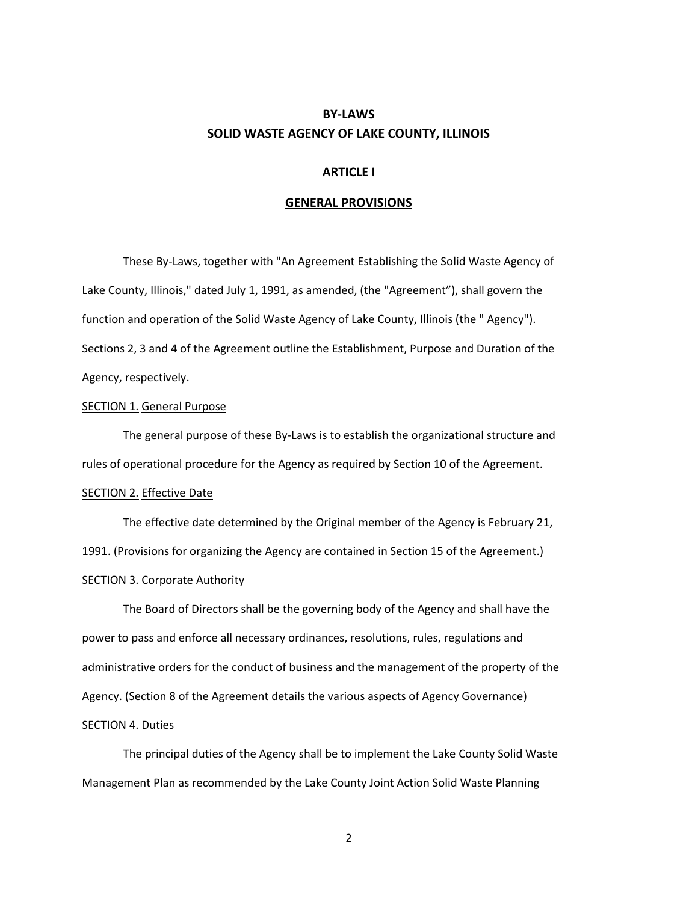# BY-LAWS
# SOLID WASTE AGENCY OF LAKE COUNTY, ILLINOIS

## ARTICLE I

## GENERAL PROVISIONS

These By-Laws, together with "An Agreement Establishing the Solid Waste Agency of Lake County, Illinois," dated July 1, 1991, as amended, (the "Agreement"), shall govern the function and operation of the Solid Waste Agency of Lake County, Illinois (the " Agency"). Sections 2, 3 and 4 of the Agreement outline the Establishment, Purpose and Duration of the Agency, respectively.

SECTION 1. General Purpose

The general purpose of these By-Laws is to establish the organizational structure and rules of operational procedure for the Agency as required by Section 10 of the Agreement.

SECTION 2. Effective Date

The effective date determined by the Original member of the Agency is February 21, 1991. (Provisions for organizing the Agency are contained in Section 15 of the Agreement.)

SECTION 3. Corporate Authority

The Board of Directors shall be the governing body of the Agency and shall have the power to pass and enforce all necessary ordinances, resolutions, rules, regulations and administrative orders for the conduct of business and the management of the property of the Agency. (Section 8 of the Agreement details the various aspects of Agency Governance)

SECTION 4. Duties

The principal duties of the Agency shall be to implement the Lake County Solid Waste Management Plan as recommended by the Lake County Joint Action Solid Waste Planning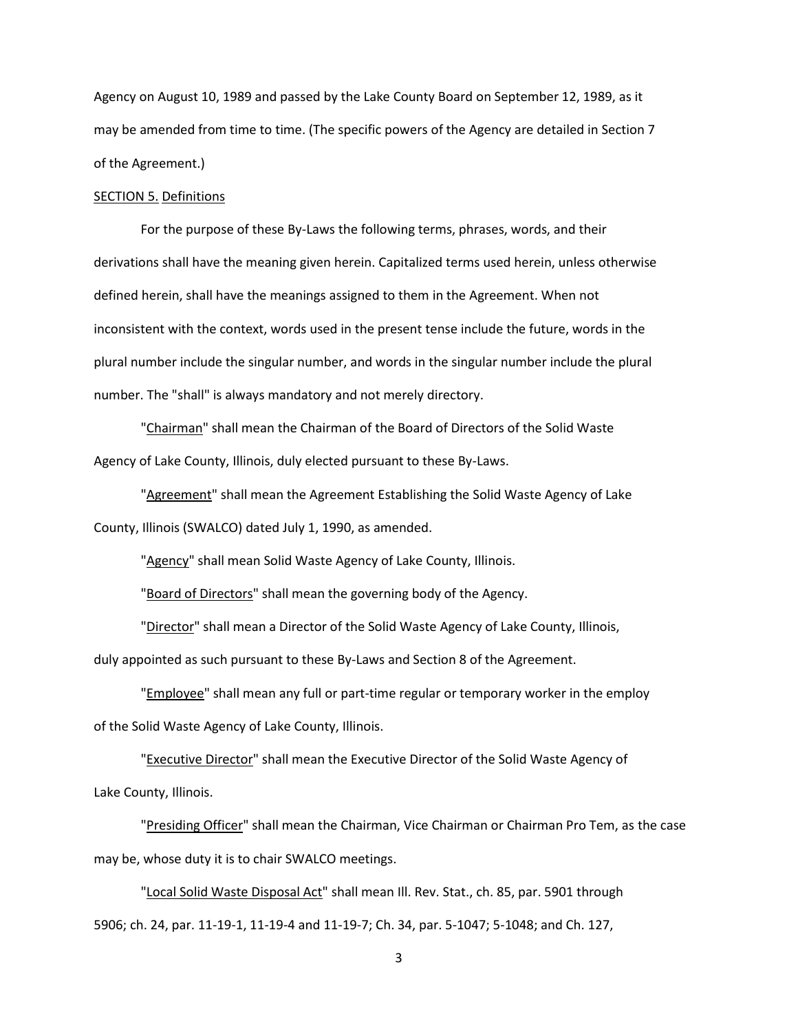Agency on August 10, 1989 and passed by the Lake County Board on September 12, 1989, as it may be amended from time to time. (The specific powers of the Agency are detailed in Section 7 of the Agreement.)

SECTION 5. Definitions

For the purpose of these By-Laws the following terms, phrases, words, and their derivations shall have the meaning given herein. Capitalized terms used herein, unless otherwise defined herein, shall have the meanings assigned to them in the Agreement. When not inconsistent with the context, words used in the present tense include the future, words in the plural number include the singular number, and words in the singular number include the plural number. The "shall" is always mandatory and not merely directory.

"Chairman" shall mean the Chairman of the Board of Directors of the Solid Waste Agency of Lake County, Illinois, duly elected pursuant to these By-Laws.

"Agreement" shall mean the Agreement Establishing the Solid Waste Agency of Lake County, Illinois (SWALCO) dated July 1, 1990, as amended.

"Agency" shall mean Solid Waste Agency of Lake County, Illinois.

"Board of Directors" shall mean the governing body of the Agency.

"Director" shall mean a Director of the Solid Waste Agency of Lake County, Illinois, duly appointed as such pursuant to these By-Laws and Section 8 of the Agreement.

"Employee" shall mean any full or part-time regular or temporary worker in the employ of the Solid Waste Agency of Lake County, Illinois.

"Executive Director" shall mean the Executive Director of the Solid Waste Agency of Lake County, Illinois.

"Presiding Officer" shall mean the Chairman, Vice Chairman or Chairman Pro Tem, as the case may be, whose duty it is to chair SWALCO meetings.

"Local Solid Waste Disposal Act" shall mean Ill. Rev. Stat., ch. 85, par. 5901 through 5906; ch. 24, par. 11-19-1, 11-19-4 and 11-19-7; Ch. 34, par. 5-1047; 5-1048; and Ch. 127,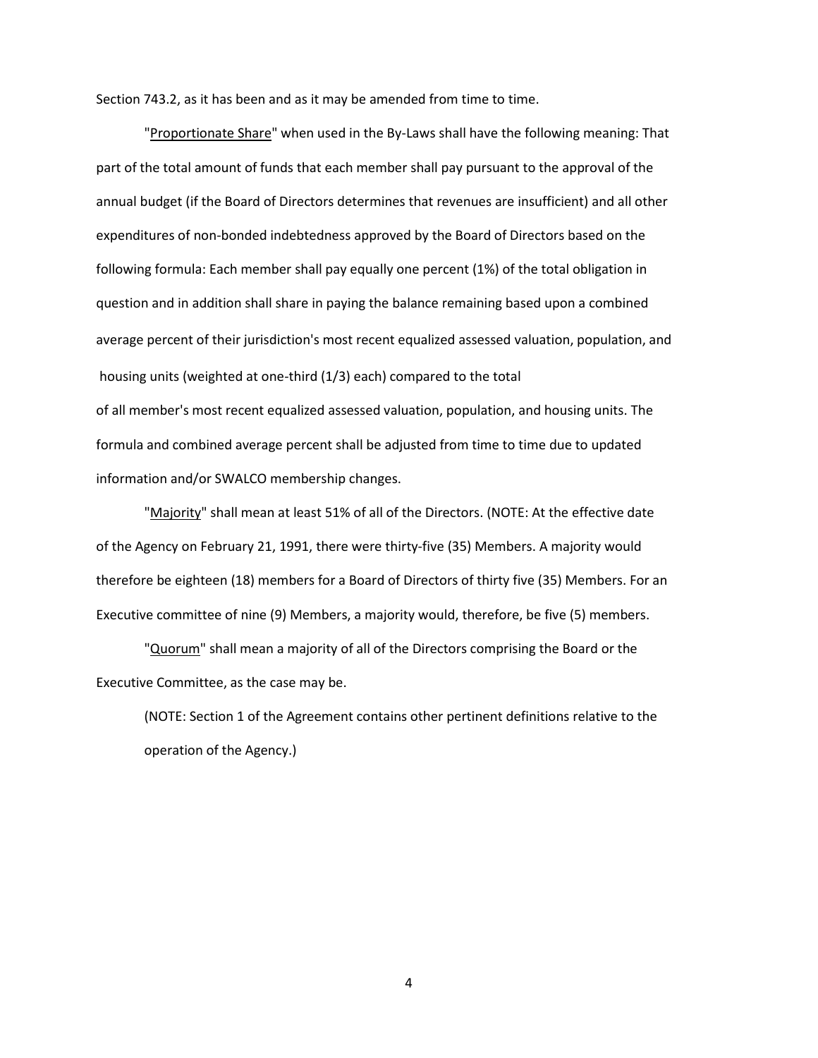Section 743.2, as it has been and as it may be amended from time to time.

"Proportionate Share" when used in the By-Laws shall have the following meaning: That part of the total amount of funds that each member shall pay pursuant to the approval of the annual budget (if the Board of Directors determines that revenues are insufficient) and all other expenditures of non-bonded indebtedness approved by the Board of Directors based on the following formula: Each member shall pay equally one percent (1%) of the total obligation in question and in addition shall share in paying the balance remaining based upon a combined average percent of their jurisdiction's most recent equalized assessed valuation, population, and housing units (weighted at one-third (1/3) each) compared to the total of all member's most recent equalized assessed valuation, population, and housing units. The formula and combined average percent shall be adjusted from time to time due to updated information and/or SWALCO membership changes.

"Majority" shall mean at least 51% of all of the Directors. (NOTE: At the effective date of the Agency on February 21, 1991, there were thirty-five (35) Members. A majority would therefore be eighteen (18) members for a Board of Directors of thirty five (35) Members. For an Executive committee of nine (9) Members, a majority would, therefore, be five (5) members.

"Quorum" shall mean a majority of all of the Directors comprising the Board or the Executive Committee, as the case may be.

(NOTE: Section 1 of the Agreement contains other pertinent definitions relative to the operation of the Agency.)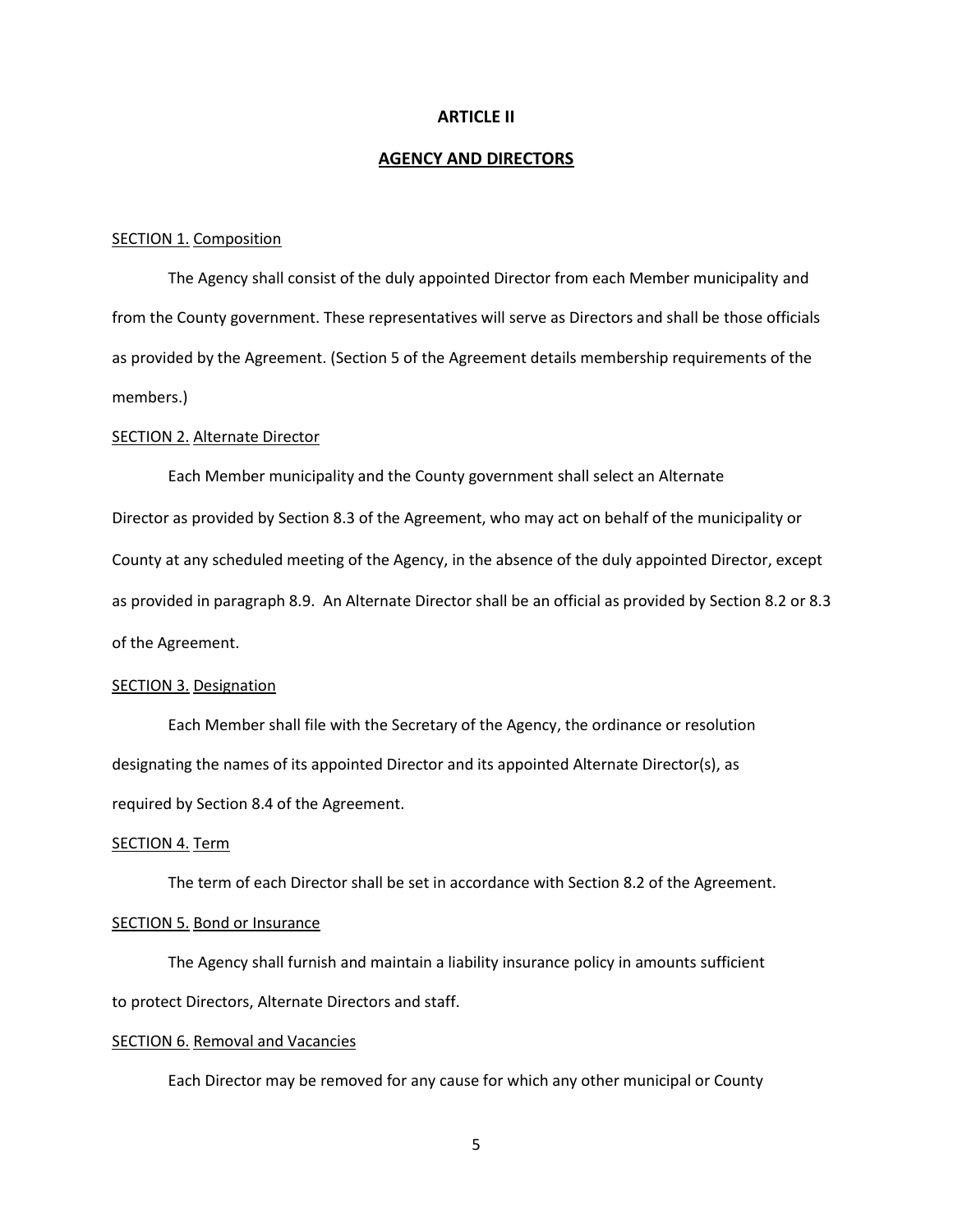# ARTICLE II

## AGENCY AND DIRECTORS

SECTION 1. Composition

The Agency shall consist of the duly appointed Director from each Member municipality and from the County government. These representatives will serve as Directors and shall be those officials as provided by the Agreement. (Section 5 of the Agreement details membership requirements of the members.)

SECTION 2. Alternate Director

Each Member municipality and the County government shall select an Alternate Director as provided by Section 8.3 of the Agreement, who may act on behalf of the municipality or County at any scheduled meeting of the Agency, in the absence of the duly appointed Director, except as provided in paragraph 8.9. An Alternate Director shall be an official as provided by Section 8.2 or 8.3 of the Agreement.

SECTION 3. Designation

Each Member shall file with the Secretary of the Agency, the ordinance or resolution designating the names of its appointed Director and its appointed Alternate Director(s), as required by Section 8.4 of the Agreement.

SECTION 4. Term

The term of each Director shall be set in accordance with Section 8.2 of the Agreement.

SECTION 5. Bond or Insurance

The Agency shall furnish and maintain a liability insurance policy in amounts sufficient to protect Directors, Alternate Directors and staff.

SECTION 6. Removal and Vacancies

Each Director may be removed for any cause for which any other municipal or County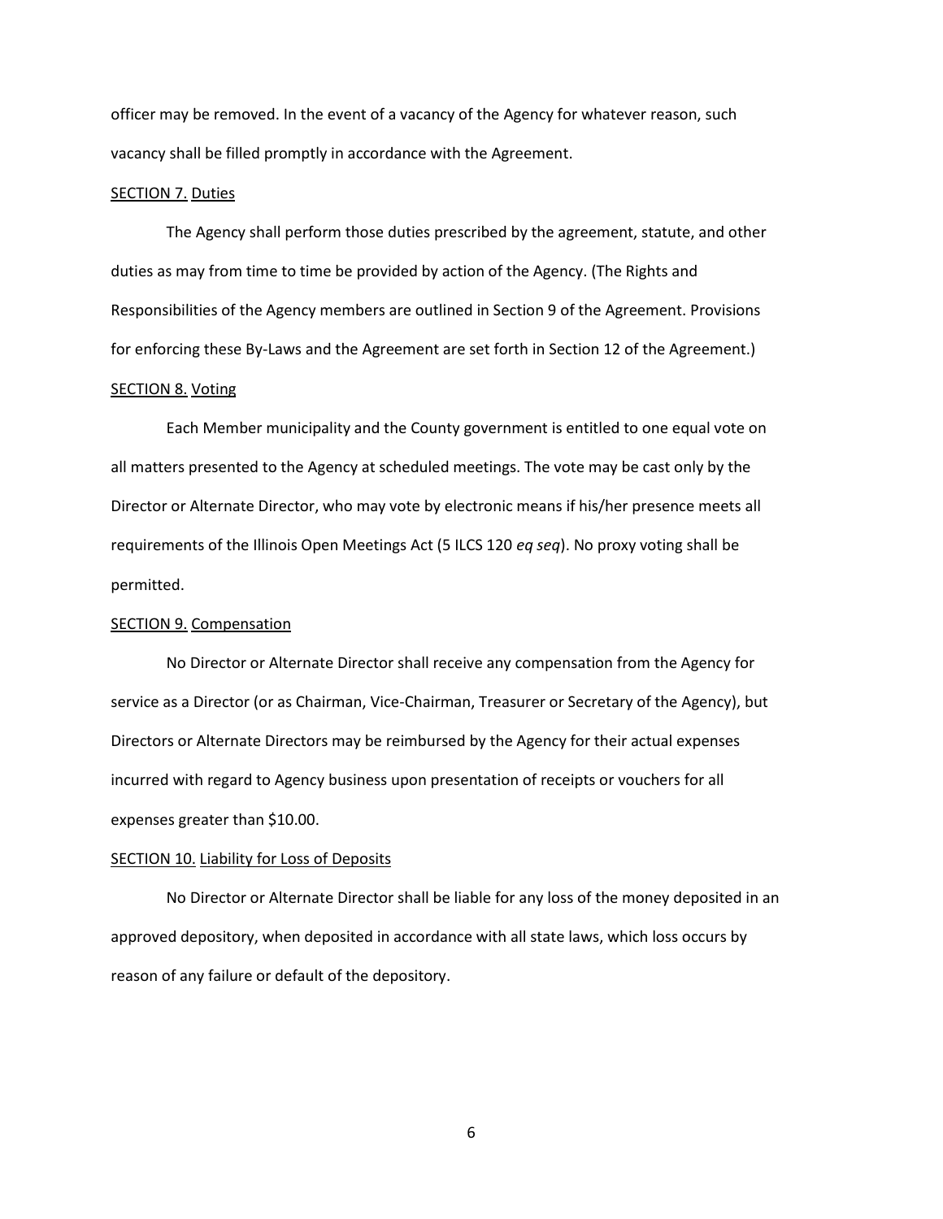officer may be removed. In the event of a vacancy of the Agency for whatever reason, such vacancy shall be filled promptly in accordance with the Agreement.

SECTION 7. Duties

The Agency shall perform those duties prescribed by the agreement, statute, and other duties as may from time to time be provided by action of the Agency. (The Rights and Responsibilities of the Agency members are outlined in Section 9 of the Agreement. Provisions for enforcing these By-Laws and the Agreement are set forth in Section 12 of the Agreement.)

SECTION 8. Voting

Each Member municipality and the County government is entitled to one equal vote on all matters presented to the Agency at scheduled meetings. The vote may be cast only by the Director or Alternate Director, who may vote by electronic means if his/her presence meets all requirements of the Illinois Open Meetings Act (5 ILCS 120 *eq seq*). No proxy voting shall be permitted.

SECTION 9. Compensation

No Director or Alternate Director shall receive any compensation from the Agency for service as a Director (or as Chairman, Vice-Chairman, Treasurer or Secretary of the Agency), but Directors or Alternate Directors may be reimbursed by the Agency for their actual expenses incurred with regard to Agency business upon presentation of receipts or vouchers for all expenses greater than $10.00.

SECTION 10. Liability for Loss of Deposits

No Director or Alternate Director shall be liable for any loss of the money deposited in an approved depository, when deposited in accordance with all state laws, which loss occurs by reason of any failure or default of the depository.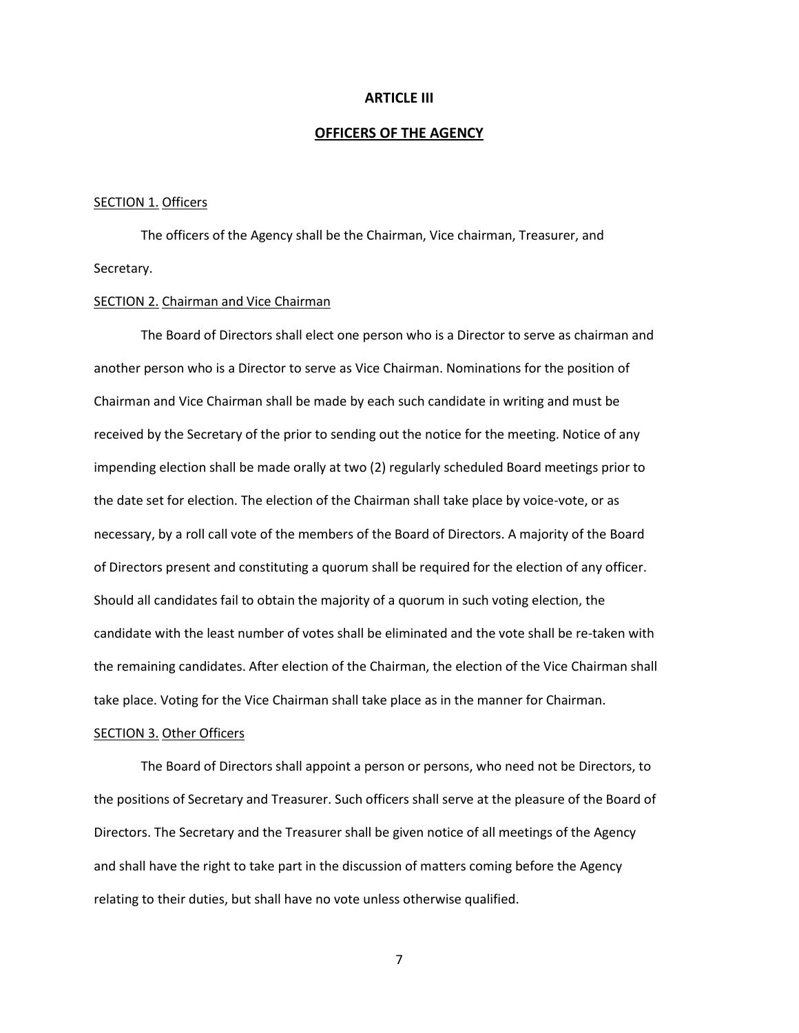## ARTICLE III

## OFFICERS OF THE AGENCY

SECTION 1. Officers

The officers of the Agency shall be the Chairman, Vice chairman, Treasurer, and Secretary.

SECTION 2. Chairman and Vice Chairman

The Board of Directors shall elect one person who is a Director to serve as chairman and another person who is a Director to serve as Vice Chairman. Nominations for the position of Chairman and Vice Chairman shall be made by each such candidate in writing and must be received by the Secretary of the prior to sending out the notice for the meeting. Notice of any impending election shall be made orally at two (2) regularly scheduled Board meetings prior to the date set for election. The election of the Chairman shall take place by voice-vote, or as necessary, by a roll call vote of the members of the Board of Directors. A majority of the Board of Directors present and constituting a quorum shall be required for the election of any officer. Should all candidates fail to obtain the majority of a quorum in such voting election, the candidate with the least number of votes shall be eliminated and the vote shall be re-taken with the remaining candidates. After election of the Chairman, the election of the Vice Chairman shall take place. Voting for the Vice Chairman shall take place as in the manner for Chairman.

SECTION 3. Other Officers

The Board of Directors shall appoint a person or persons, who need not be Directors, to the positions of Secretary and Treasurer. Such officers shall serve at the pleasure of the Board of Directors. The Secretary and the Treasurer shall be given notice of all meetings of the Agency and shall have the right to take part in the discussion of matters coming before the Agency relating to their duties, but shall have no vote unless otherwise qualified.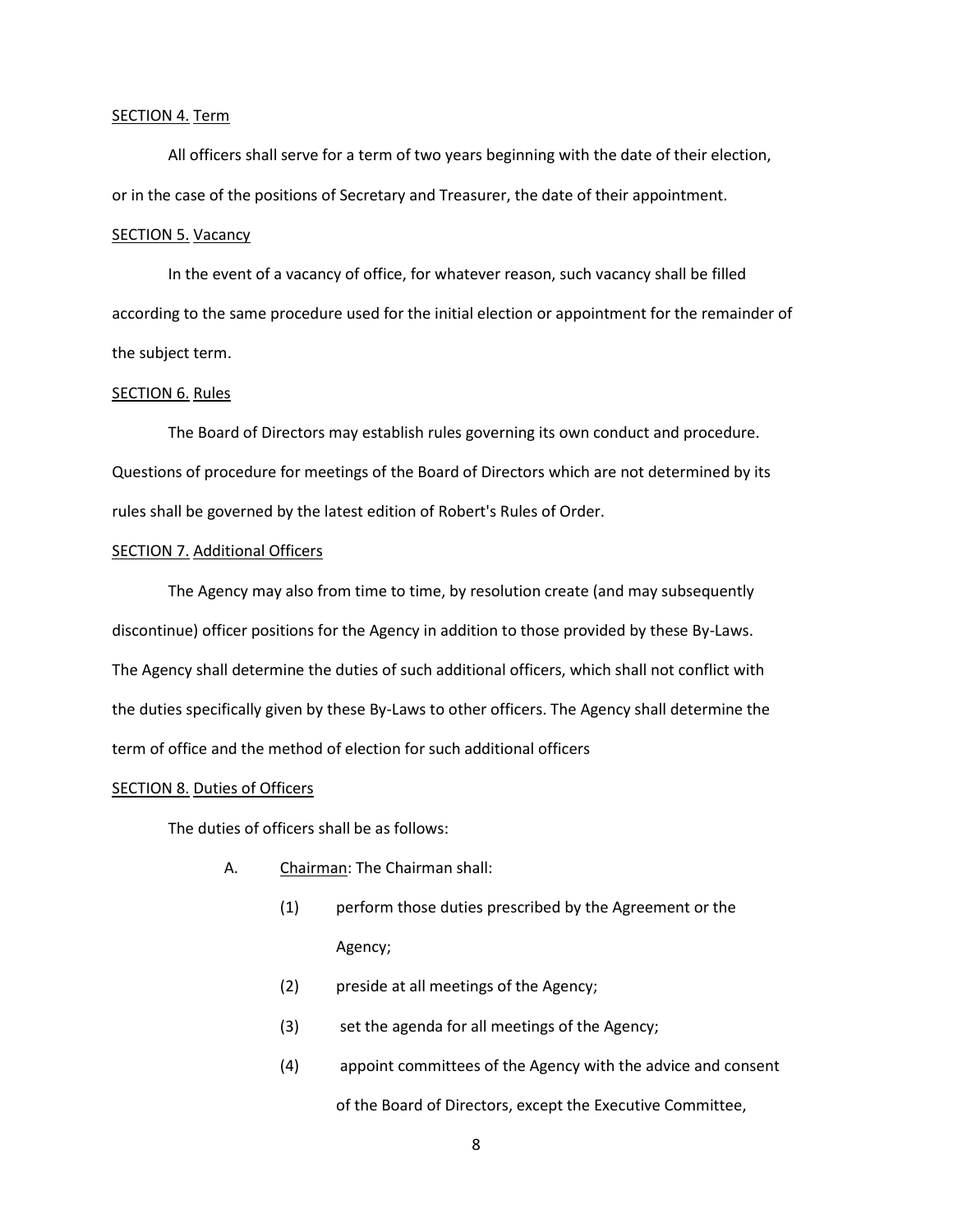SECTION 4. Term

All officers shall serve for a term of two years beginning with the date of their election, or in the case of the positions of Secretary and Treasurer, the date of their appointment.

SECTION 5. Vacancy

In the event of a vacancy of office, for whatever reason, such vacancy shall be filled according to the same procedure used for the initial election or appointment for the remainder of the subject term.

SECTION 6. Rules

The Board of Directors may establish rules governing its own conduct and procedure. Questions of procedure for meetings of the Board of Directors which are not determined by its rules shall be governed by the latest edition of Robert's Rules of Order.

SECTION 7. Additional Officers

The Agency may also from time to time, by resolution create (and may subsequently discontinue) officer positions for the Agency in addition to those provided by these By-Laws. The Agency shall determine the duties of such additional officers, which shall not conflict with the duties specifically given by these By-Laws to other officers. The Agency shall determine the term of office and the method of election for such additional officers

SECTION 8. Duties of Officers

The duties of officers shall be as follows:

A. Chairman: The Chairman shall:

(1) perform those duties prescribed by the Agreement or the Agency;

(2) preside at all meetings of the Agency;

(3) set the agenda for all meetings of the Agency;

(4) appoint committees of the Agency with the advice and consent of the Board of Directors, except the Executive Committee,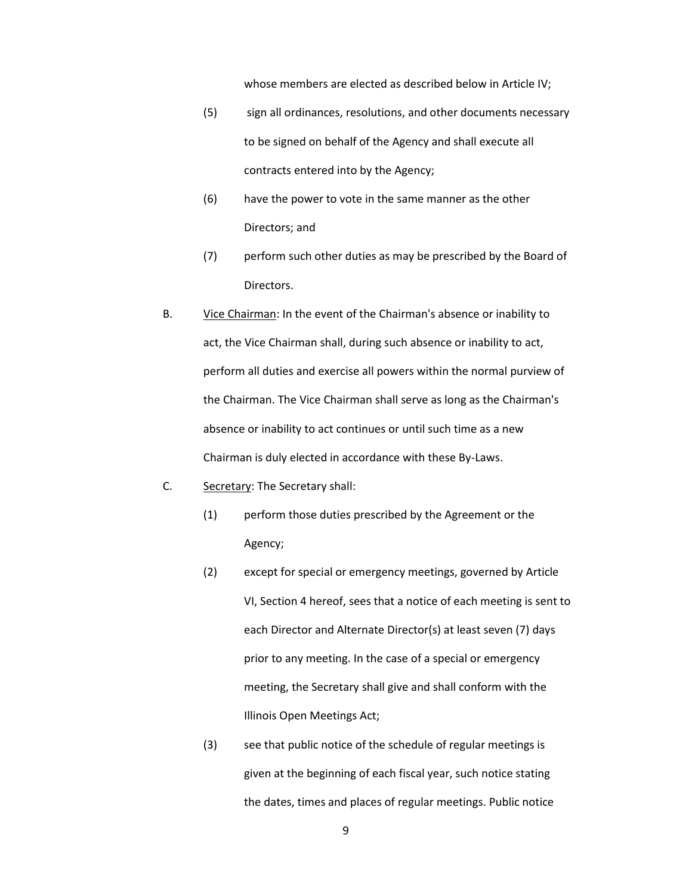whose members are elected as described below in Article IV;

(5) sign all ordinances, resolutions, and other documents necessary to be signed on behalf of the Agency and shall execute all contracts entered into by the Agency;

(6) have the power to vote in the same manner as the other Directors; and

(7) perform such other duties as may be prescribed by the Board of Directors.

B. Vice Chairman: In the event of the Chairman's absence or inability to act, the Vice Chairman shall, during such absence or inability to act, perform all duties and exercise all powers within the normal purview of the Chairman. The Vice Chairman shall serve as long as the Chairman's absence or inability to act continues or until such time as a new Chairman is duly elected in accordance with these By-Laws.

C. Secretary: The Secretary shall:

(1) perform those duties prescribed by the Agreement or the Agency;

(2) except for special or emergency meetings, governed by Article VI, Section 4 hereof, sees that a notice of each meeting is sent to each Director and Alternate Director(s) at least seven (7) days prior to any meeting. In the case of a special or emergency meeting, the Secretary shall give and shall conform with the Illinois Open Meetings Act;

(3) see that public notice of the schedule of regular meetings is given at the beginning of each fiscal year, such notice stating the dates, times and places of regular meetings. Public notice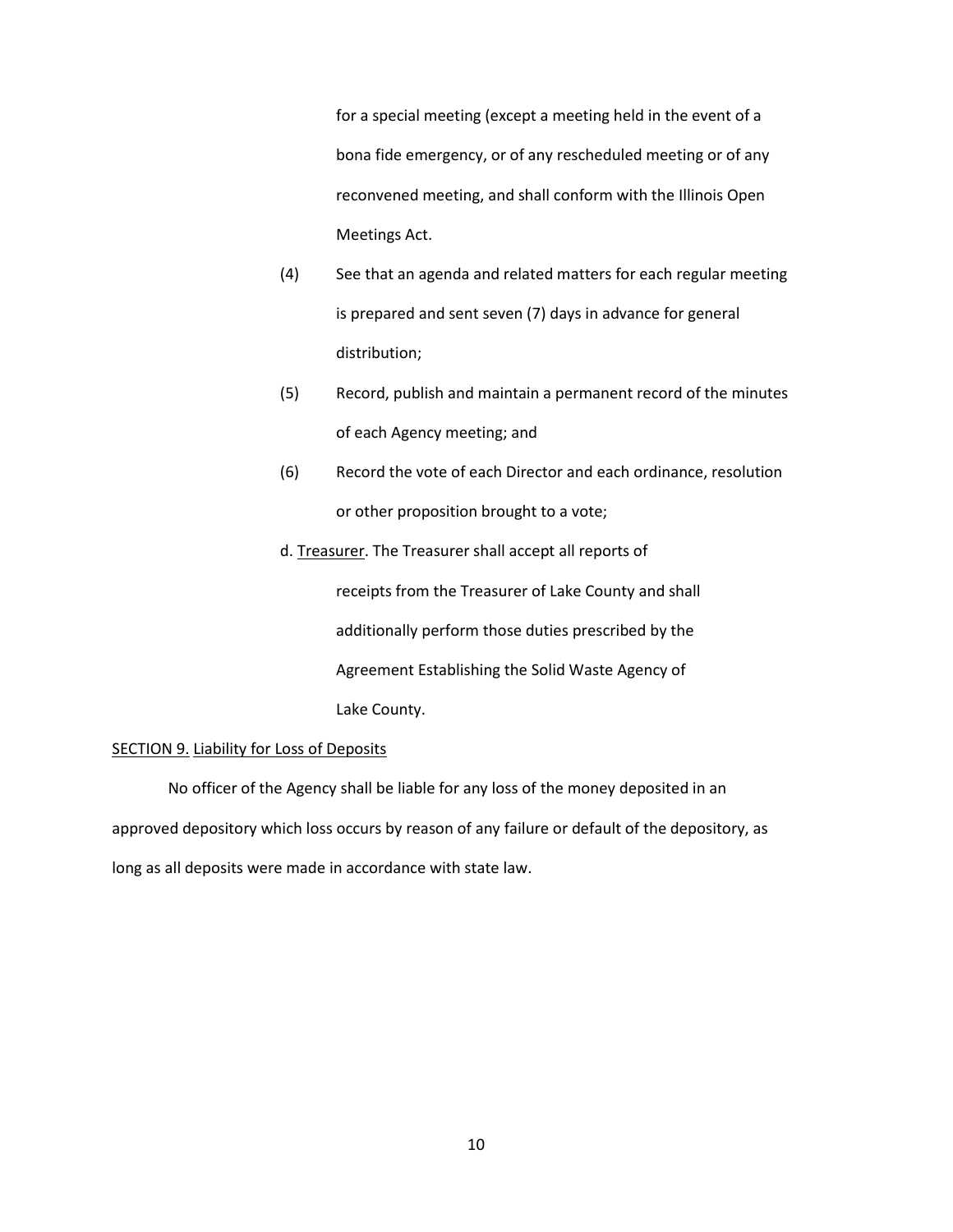for a special meeting (except a meeting held in the event of a bona fide emergency, or of any rescheduled meeting or of any reconvened meeting, and shall conform with the Illinois Open Meetings Act.

(4) See that an agenda and related matters for each regular meeting is prepared and sent seven (7) days in advance for general distribution;

(5) Record, publish and maintain a permanent record of the minutes of each Agency meeting; and

(6) Record the vote of each Director and each ordinance, resolution or other proposition brought to a vote;

d. <u>Treasurer</u>. The Treasurer shall accept all reports of receipts from the Treasurer of Lake County and shall additionally perform those duties prescribed by the Agreement Establishing the Solid Waste Agency of Lake County.

<u>SECTION 9.</u> <u>Liability for Loss of Deposits</u>

No officer of the Agency shall be liable for any loss of the money deposited in an approved depository which loss occurs by reason of any failure or default of the depository, as long as all deposits were made in accordance with state law.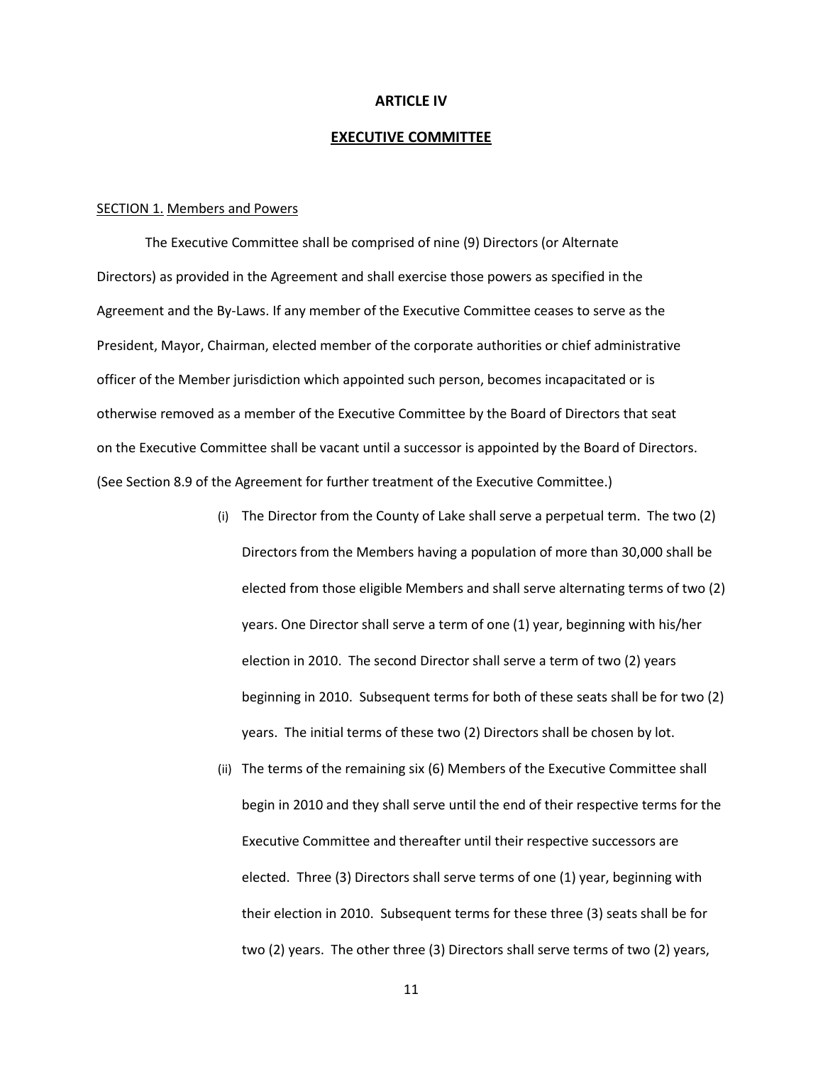## ARTICLE IV

## EXECUTIVE COMMITTEE

SECTION 1. Members and Powers

The Executive Committee shall be comprised of nine (9) Directors (or Alternate Directors) as provided in the Agreement and shall exercise those powers as specified in the Agreement and the By-Laws. If any member of the Executive Committee ceases to serve as the President, Mayor, Chairman, elected member of the corporate authorities or chief administrative officer of the Member jurisdiction which appointed such person, becomes incapacitated or is otherwise removed as a member of the Executive Committee by the Board of Directors that seat on the Executive Committee shall be vacant until a successor is appointed by the Board of Directors. (See Section 8.9 of the Agreement for further treatment of the Executive Committee.)

(i) The Director from the County of Lake shall serve a perpetual term. The two (2) Directors from the Members having a population of more than 30,000 shall be elected from those eligible Members and shall serve alternating terms of two (2) years. One Director shall serve a term of one (1) year, beginning with his/her election in 2010. The second Director shall serve a term of two (2) years beginning in 2010. Subsequent terms for both of these seats shall be for two (2) years. The initial terms of these two (2) Directors shall be chosen by lot.

(ii) The terms of the remaining six (6) Members of the Executive Committee shall begin in 2010 and they shall serve until the end of their respective terms for the Executive Committee and thereafter until their respective successors are elected. Three (3) Directors shall serve terms of one (1) year, beginning with their election in 2010. Subsequent terms for these three (3) seats shall be for two (2) years. The other three (3) Directors shall serve terms of two (2) years,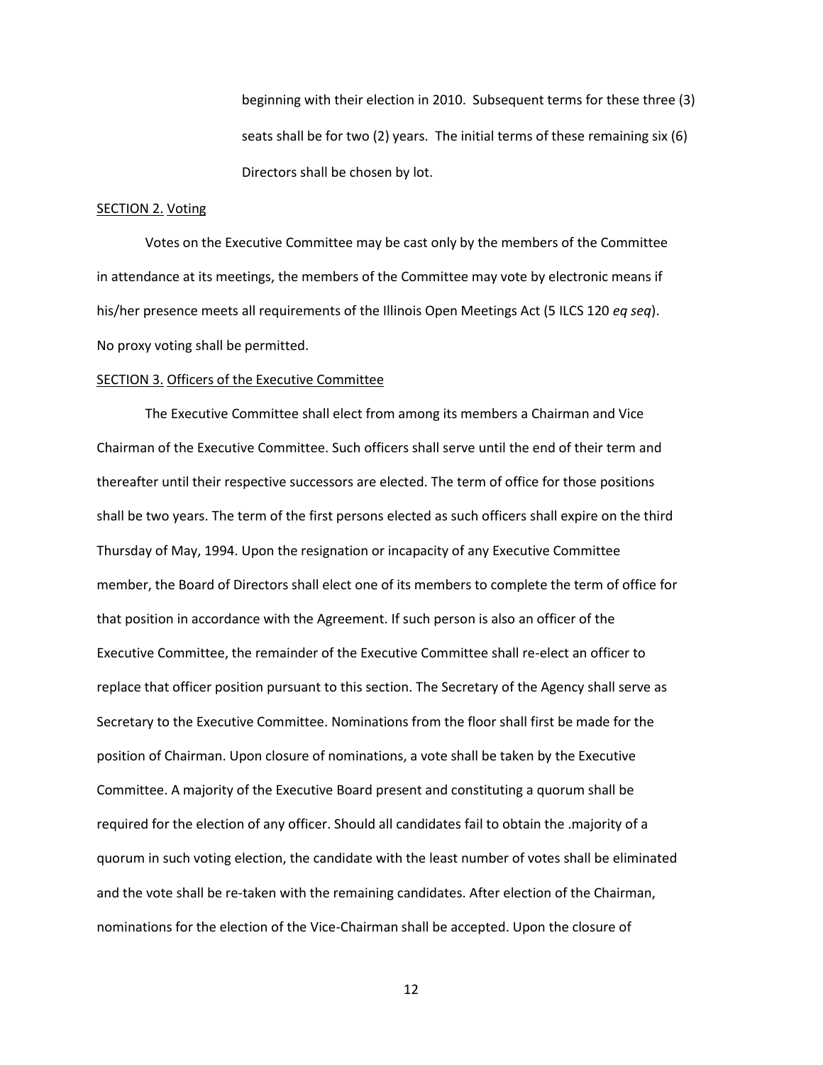beginning with their election in 2010. Subsequent terms for these three (3) seats shall be for two (2) years. The initial terms of these remaining six (6) Directors shall be chosen by lot.

SECTION 2. Voting

Votes on the Executive Committee may be cast only by the members of the Committee in attendance at its meetings, the members of the Committee may vote by electronic means if his/her presence meets all requirements of the Illinois Open Meetings Act (5 ILCS 120 *eq seq*). No proxy voting shall be permitted.

SECTION 3. Officers of the Executive Committee

The Executive Committee shall elect from among its members a Chairman and Vice Chairman of the Executive Committee. Such officers shall serve until the end of their term and thereafter until their respective successors are elected. The term of office for those positions shall be two years. The term of the first persons elected as such officers shall expire on the third Thursday of May, 1994. Upon the resignation or incapacity of any Executive Committee member, the Board of Directors shall elect one of its members to complete the term of office for that position in accordance with the Agreement. If such person is also an officer of the Executive Committee, the remainder of the Executive Committee shall re-elect an officer to replace that officer position pursuant to this section. The Secretary of the Agency shall serve as Secretary to the Executive Committee. Nominations from the floor shall first be made for the position of Chairman. Upon closure of nominations, a vote shall be taken by the Executive Committee. A majority of the Executive Board present and constituting a quorum shall be required for the election of any officer. Should all candidates fail to obtain the .majority of a quorum in such voting election, the candidate with the least number of votes shall be eliminated and the vote shall be re-taken with the remaining candidates. After election of the Chairman, nominations for the election of the Vice-Chairman shall be accepted. Upon the closure of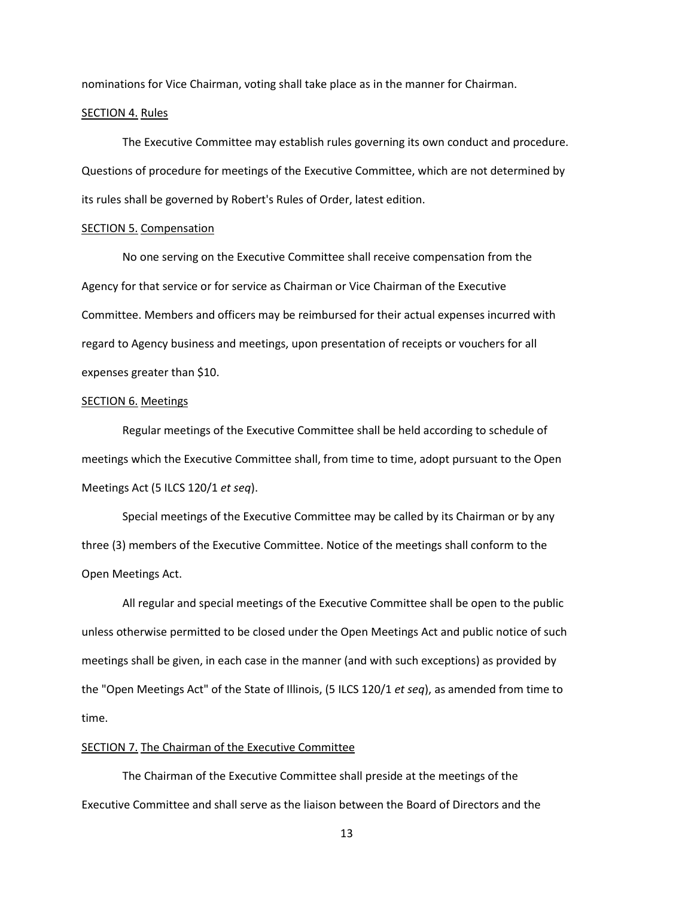nominations for Vice Chairman, voting shall take place as in the manner for Chairman.

SECTION 4. Rules

The Executive Committee may establish rules governing its own conduct and procedure. Questions of procedure for meetings of the Executive Committee, which are not determined by its rules shall be governed by Robert's Rules of Order, latest edition.

SECTION 5. Compensation

No one serving on the Executive Committee shall receive compensation from the Agency for that service or for service as Chairman or Vice Chairman of the Executive Committee. Members and officers may be reimbursed for their actual expenses incurred with regard to Agency business and meetings, upon presentation of receipts or vouchers for all expenses greater than $10.

SECTION 6. Meetings

Regular meetings of the Executive Committee shall be held according to schedule of meetings which the Executive Committee shall, from time to time, adopt pursuant to the Open Meetings Act (5 ILCS 120/1 *et seq*).

Special meetings of the Executive Committee may be called by its Chairman or by any three (3) members of the Executive Committee. Notice of the meetings shall conform to the Open Meetings Act.

All regular and special meetings of the Executive Committee shall be open to the public unless otherwise permitted to be closed under the Open Meetings Act and public notice of such meetings shall be given, in each case in the manner (and with such exceptions) as provided by the "Open Meetings Act" of the State of Illinois, (5 ILCS 120/1 *et seq*), as amended from time to time.

SECTION 7. The Chairman of the Executive Committee

The Chairman of the Executive Committee shall preside at the meetings of the Executive Committee and shall serve as the liaison between the Board of Directors and the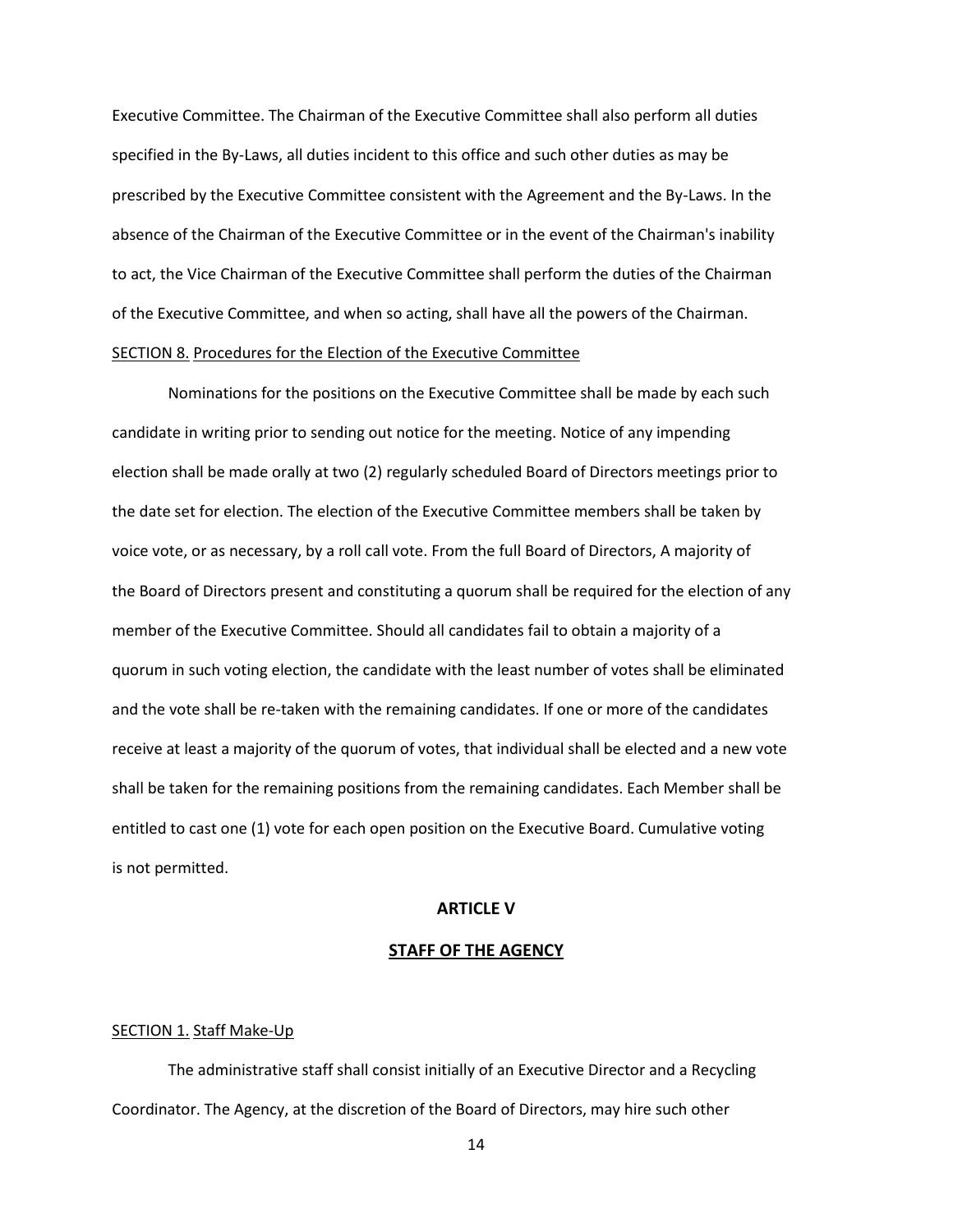Executive Committee. The Chairman of the Executive Committee shall also perform all duties specified in the By-Laws, all duties incident to this office and such other duties as may be prescribed by the Executive Committee consistent with the Agreement and the By-Laws. In the absence of the Chairman of the Executive Committee or in the event of the Chairman's inability to act, the Vice Chairman of the Executive Committee shall perform the duties of the Chairman of the Executive Committee, and when so acting, shall have all the powers of the Chairman.

<u>SECTION 8.</u> <u>Procedures for the Election of the Executive Committee</u>

Nominations for the positions on the Executive Committee shall be made by each such candidate in writing prior to sending out notice for the meeting. Notice of any impending election shall be made orally at two (2) regularly scheduled Board of Directors meetings prior to the date set for election. The election of the Executive Committee members shall be taken by voice vote, or as necessary, by a roll call vote. From the full Board of Directors, A majority of the Board of Directors present and constituting a quorum shall be required for the election of any member of the Executive Committee. Should all candidates fail to obtain a majority of a quorum in such voting election, the candidate with the least number of votes shall be eliminated and the vote shall be re-taken with the remaining candidates. If one or more of the candidates receive at least a majority of the quorum of votes, that individual shall be elected and a new vote shall be taken for the remaining positions from the remaining candidates. Each Member shall be entitled to cast one (1) vote for each open position on the Executive Board. Cumulative voting is not permitted.

## ARTICLE V

## <u>STAFF OF THE AGENCY</u>

<u>SECTION 1.</u> <u>Staff Make-Up</u>

The administrative staff shall consist initially of an Executive Director and a Recycling Coordinator. The Agency, at the discretion of the Board of Directors, may hire such other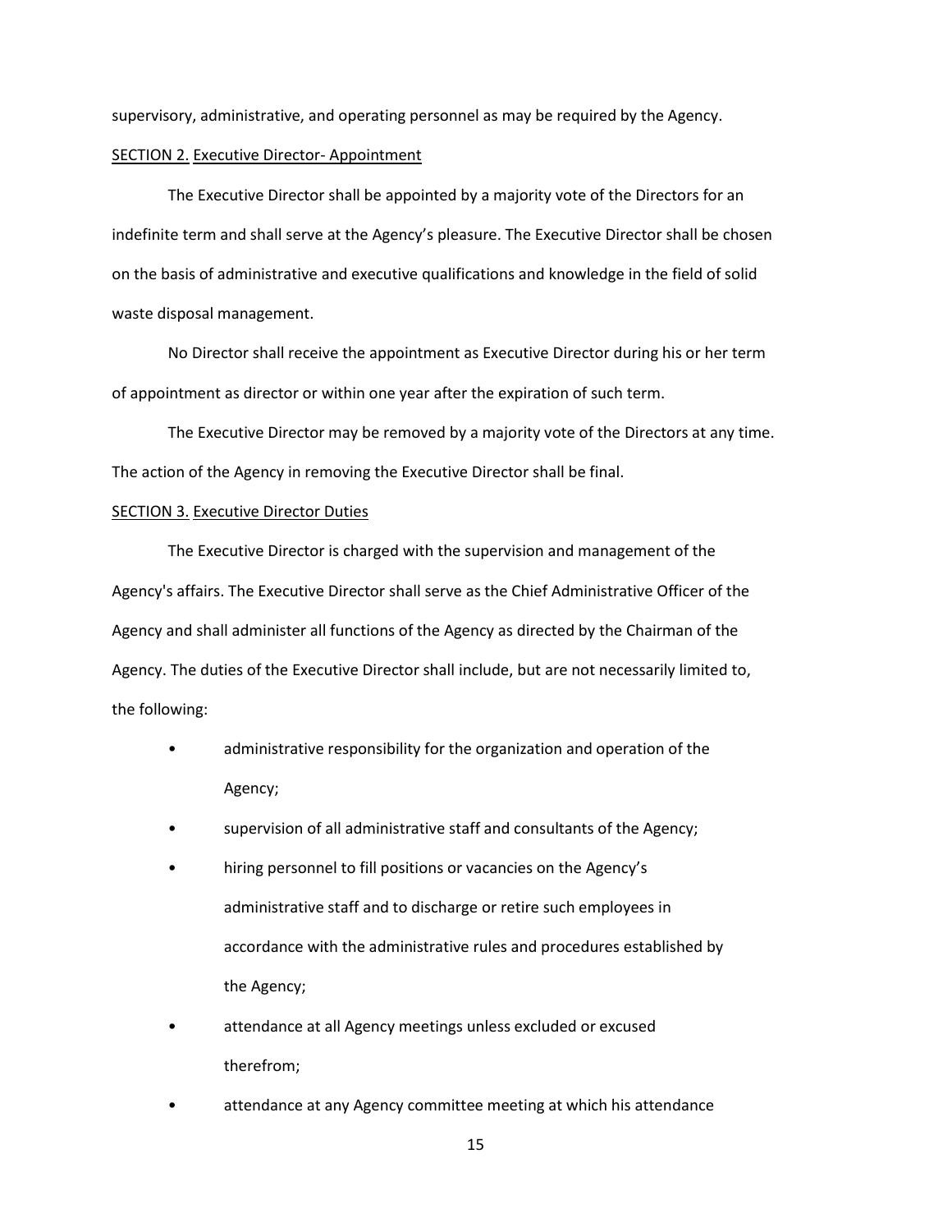supervisory, administrative, and operating personnel as may be required by the Agency.

SECTION 2. Executive Director- Appointment

The Executive Director shall be appointed by a majority vote of the Directors for an indefinite term and shall serve at the Agency's pleasure. The Executive Director shall be chosen on the basis of administrative and executive qualifications and knowledge in the field of solid waste disposal management.

No Director shall receive the appointment as Executive Director during his or her term of appointment as director or within one year after the expiration of such term.

The Executive Director may be removed by a majority vote of the Directors at any time. The action of the Agency in removing the Executive Director shall be final.

SECTION 3. Executive Director Duties

The Executive Director is charged with the supervision and management of the Agency's affairs. The Executive Director shall serve as the Chief Administrative Officer of the Agency and shall administer all functions of the Agency as directed by the Chairman of the Agency. The duties of the Executive Director shall include, but are not necessarily limited to, the following:

- administrative responsibility for the organization and operation of the Agency;
- supervision of all administrative staff and consultants of the Agency;
- hiring personnel to fill positions or vacancies on the Agency's administrative staff and to discharge or retire such employees in accordance with the administrative rules and procedures established by the Agency;
- attendance at all Agency meetings unless excluded or excused therefrom;
- attendance at any Agency committee meeting at which his attendance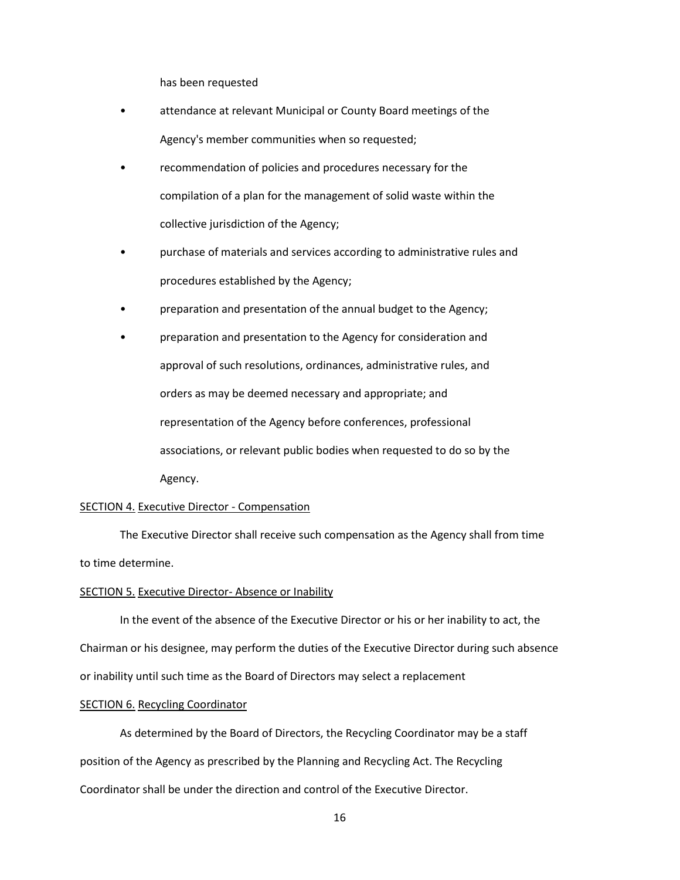has been requested

- attendance at relevant Municipal or County Board meetings of the Agency's member communities when so requested;
- recommendation of policies and procedures necessary for the compilation of a plan for the management of solid waste within the collective jurisdiction of the Agency;
- purchase of materials and services according to administrative rules and procedures established by the Agency;
- preparation and presentation of the annual budget to the Agency;
- preparation and presentation to the Agency for consideration and approval of such resolutions, ordinances, administrative rules, and orders as may be deemed necessary and appropriate; and representation of the Agency before conferences, professional associations, or relevant public bodies when requested to do so by the Agency.

<u>SECTION 4.</u> <u>Executive Director - Compensation</u>

The Executive Director shall receive such compensation as the Agency shall from time to time determine.

<u>SECTION 5.</u> <u>Executive Director- Absence or Inability</u>

In the event of the absence of the Executive Director or his or her inability to act, the Chairman or his designee, may perform the duties of the Executive Director during such absence or inability until such time as the Board of Directors may select a replacement

<u>SECTION 6.</u> <u>Recycling Coordinator</u>

As determined by the Board of Directors, the Recycling Coordinator may be a staff position of the Agency as prescribed by the Planning and Recycling Act. The Recycling Coordinator shall be under the direction and control of the Executive Director.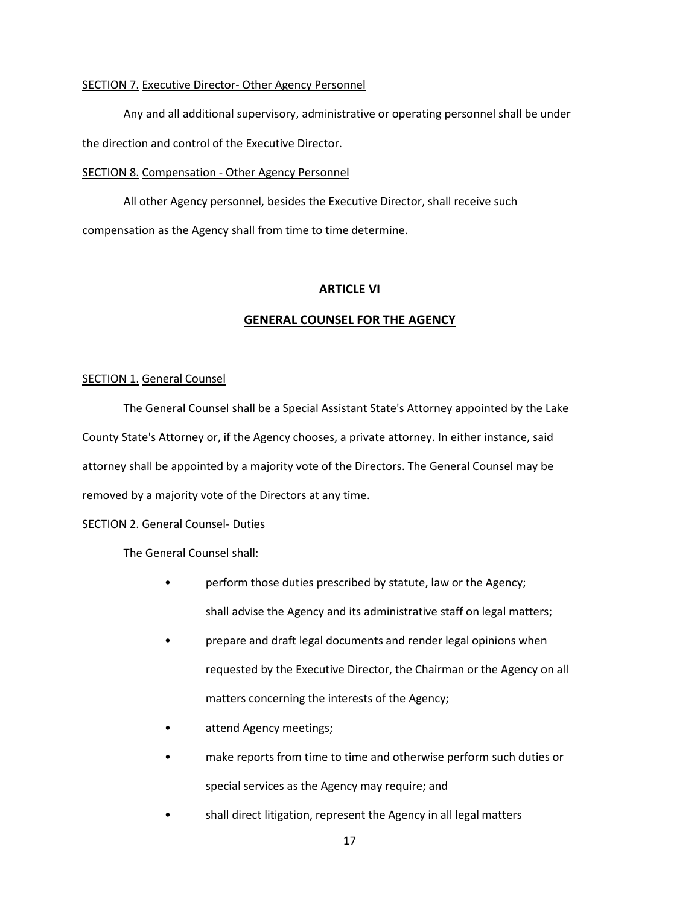SECTION 7. Executive Director- Other Agency Personnel

Any and all additional supervisory, administrative or operating personnel shall be under the direction and control of the Executive Director.

SECTION 8. Compensation - Other Agency Personnel

All other Agency personnel, besides the Executive Director, shall receive such compensation as the Agency shall from time to time determine.

## ARTICLE VI

## GENERAL COUNSEL FOR THE AGENCY

SECTION 1. General Counsel

The General Counsel shall be a Special Assistant State's Attorney appointed by the Lake County State's Attorney or, if the Agency chooses, a private attorney. In either instance, said attorney shall be appointed by a majority vote of the Directors. The General Counsel may be removed by a majority vote of the Directors at any time.

SECTION 2. General Counsel- Duties

The General Counsel shall:

- perform those duties prescribed by statute, law or the Agency; shall advise the Agency and its administrative staff on legal matters;
- prepare and draft legal documents and render legal opinions when requested by the Executive Director, the Chairman or the Agency on all matters concerning the interests of the Agency;
- attend Agency meetings;
- make reports from time to time and otherwise perform such duties or special services as the Agency may require; and
- shall direct litigation, represent the Agency in all legal matters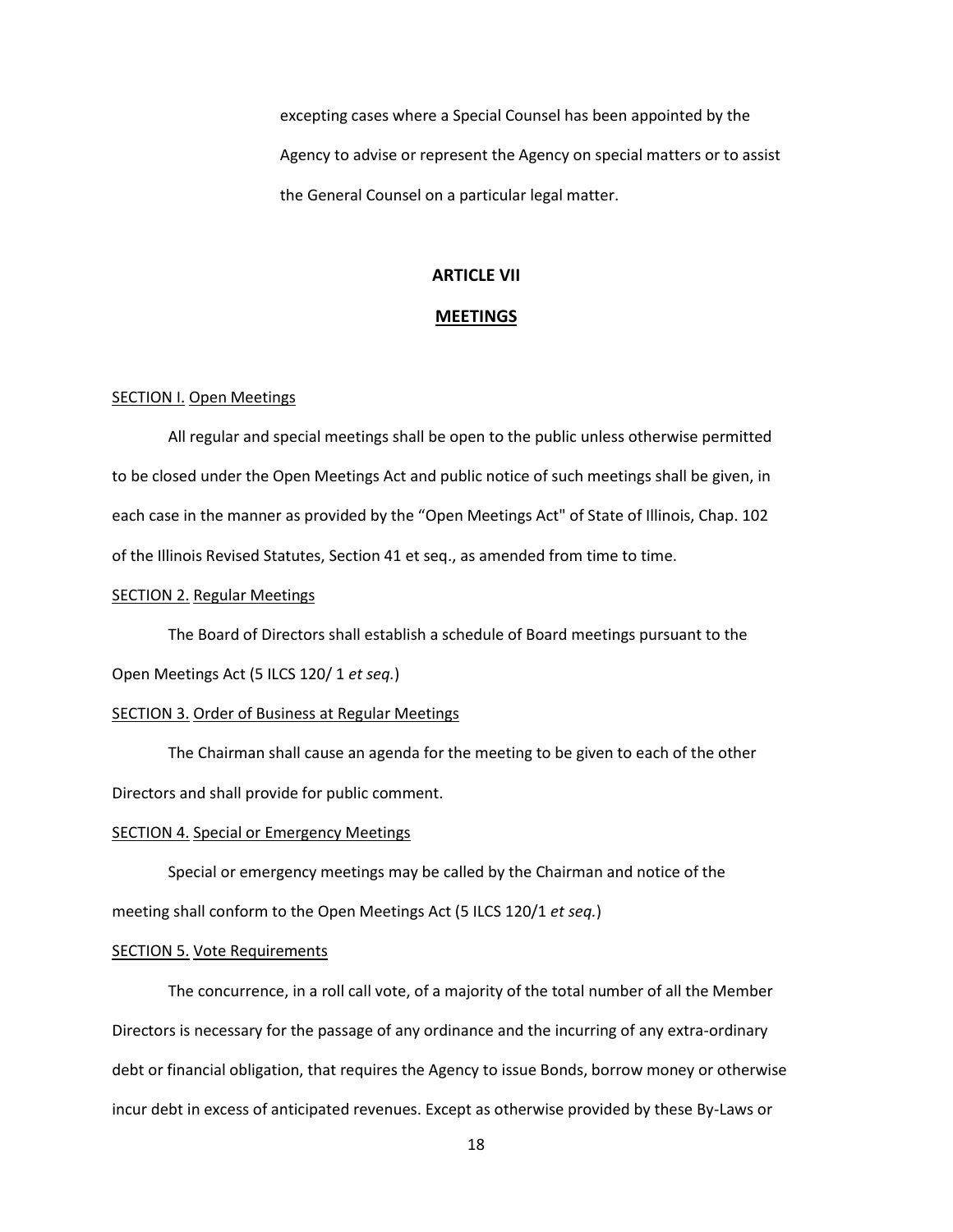excepting cases where a Special Counsel has been appointed by the Agency to advise or represent the Agency on special matters or to assist the General Counsel on a particular legal matter.

## ARTICLE VII

## MEETINGS

SECTION I. Open Meetings

All regular and special meetings shall be open to the public unless otherwise permitted to be closed under the Open Meetings Act and public notice of such meetings shall be given, in each case in the manner as provided by the "Open Meetings Act" of State of Illinois, Chap. 102 of the Illinois Revised Statutes, Section 41 et seq., as amended from time to time.

SECTION 2. Regular Meetings

The Board of Directors shall establish a schedule of Board meetings pursuant to the Open Meetings Act (5 ILCS 120/ 1 *et seq.*)

SECTION 3. Order of Business at Regular Meetings

The Chairman shall cause an agenda for the meeting to be given to each of the other Directors and shall provide for public comment.

SECTION 4. Special or Emergency Meetings

Special or emergency meetings may be called by the Chairman and notice of the meeting shall conform to the Open Meetings Act (5 ILCS 120/1 *et seq.*)

SECTION 5. Vote Requirements

The concurrence, in a roll call vote, of a majority of the total number of all the Member Directors is necessary for the passage of any ordinance and the incurring of any extra-ordinary debt or financial obligation, that requires the Agency to issue Bonds, borrow money or otherwise incur debt in excess of anticipated revenues. Except as otherwise provided by these By-Laws or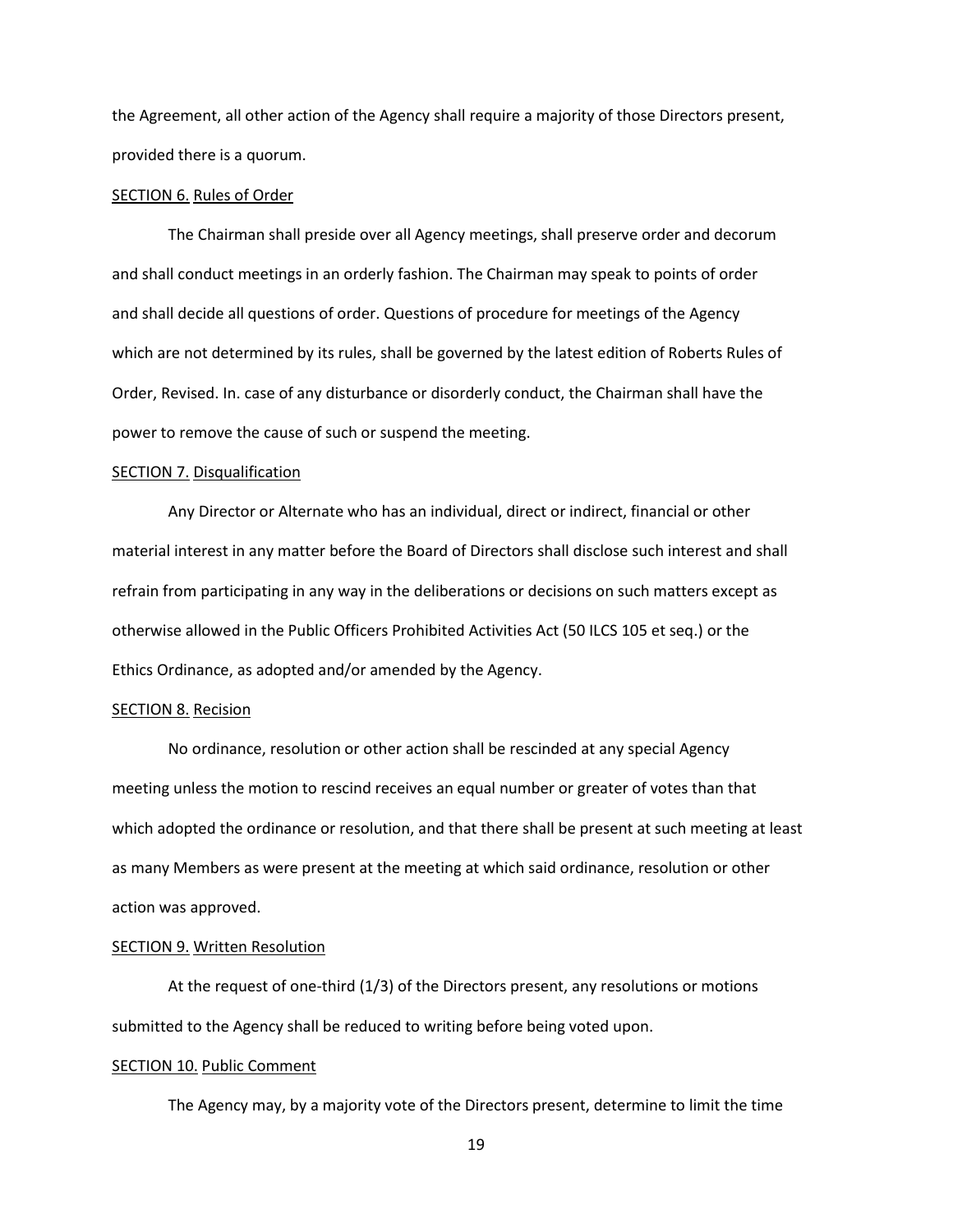the Agreement, all other action of the Agency shall require a majority of those Directors present, provided there is a quorum.

SECTION 6. Rules of Order

The Chairman shall preside over all Agency meetings, shall preserve order and decorum and shall conduct meetings in an orderly fashion. The Chairman may speak to points of order and shall decide all questions of order. Questions of procedure for meetings of the Agency which are not determined by its rules, shall be governed by the latest edition of Roberts Rules of Order, Revised. In. case of any disturbance or disorderly conduct, the Chairman shall have the power to remove the cause of such or suspend the meeting.

SECTION 7. Disqualification

Any Director or Alternate who has an individual, direct or indirect, financial or other material interest in any matter before the Board of Directors shall disclose such interest and shall refrain from participating in any way in the deliberations or decisions on such matters except as otherwise allowed in the Public Officers Prohibited Activities Act (50 ILCS 105 et seq.) or the Ethics Ordinance, as adopted and/or amended by the Agency.

SECTION 8. Recision

No ordinance, resolution or other action shall be rescinded at any special Agency meeting unless the motion to rescind receives an equal number or greater of votes than that which adopted the ordinance or resolution, and that there shall be present at such meeting at least as many Members as were present at the meeting at which said ordinance, resolution or other action was approved.

SECTION 9. Written Resolution

At the request of one-third (1/3) of the Directors present, any resolutions or motions submitted to the Agency shall be reduced to writing before being voted upon.

SECTION 10. Public Comment

The Agency may, by a majority vote of the Directors present, determine to limit the time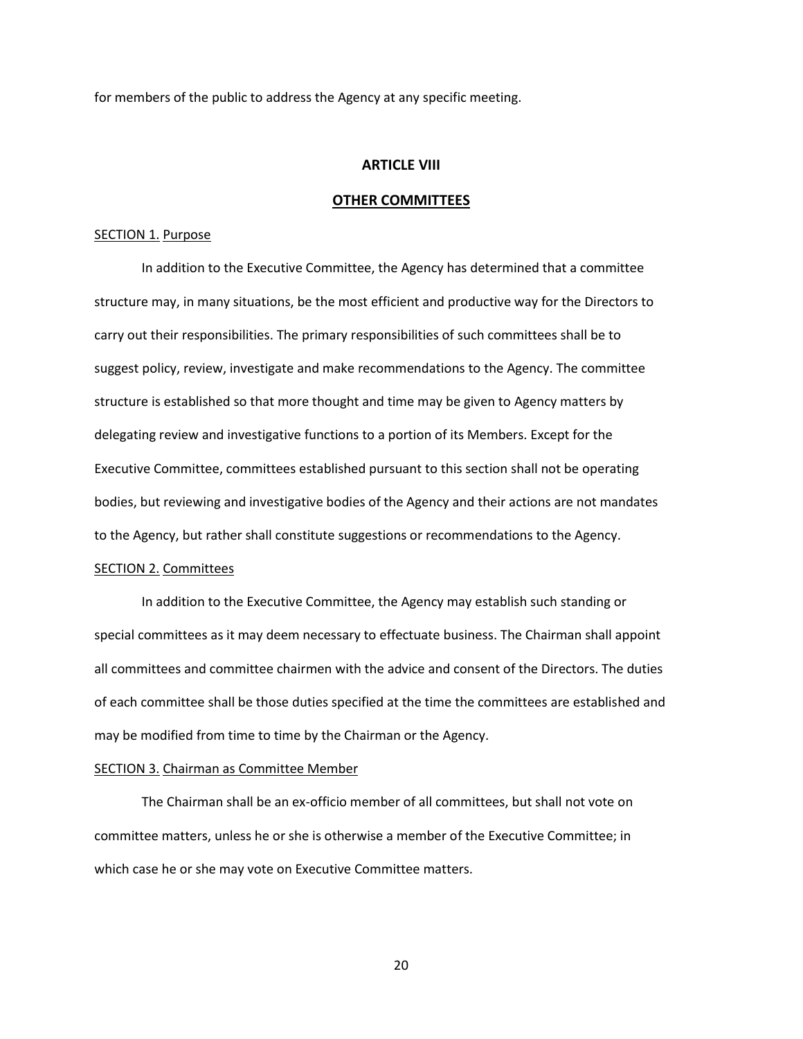for members of the public to address the Agency at any specific meeting.

## ARTICLE VIII

## OTHER COMMITTEES

SECTION 1. Purpose

In addition to the Executive Committee, the Agency has determined that a committee structure may, in many situations, be the most efficient and productive way for the Directors to carry out their responsibilities. The primary responsibilities of such committees shall be to suggest policy, review, investigate and make recommendations to the Agency. The committee structure is established so that more thought and time may be given to Agency matters by delegating review and investigative functions to a portion of its Members. Except for the Executive Committee, committees established pursuant to this section shall not be operating bodies, but reviewing and investigative bodies of the Agency and their actions are not mandates to the Agency, but rather shall constitute suggestions or recommendations to the Agency.

SECTION 2. Committees

In addition to the Executive Committee, the Agency may establish such standing or special committees as it may deem necessary to effectuate business. The Chairman shall appoint all committees and committee chairmen with the advice and consent of the Directors. The duties of each committee shall be those duties specified at the time the committees are established and may be modified from time to time by the Chairman or the Agency.

SECTION 3. Chairman as Committee Member

The Chairman shall be an ex-officio member of all committees, but shall not vote on committee matters, unless he or she is otherwise a member of the Executive Committee; in which case he or she may vote on Executive Committee matters.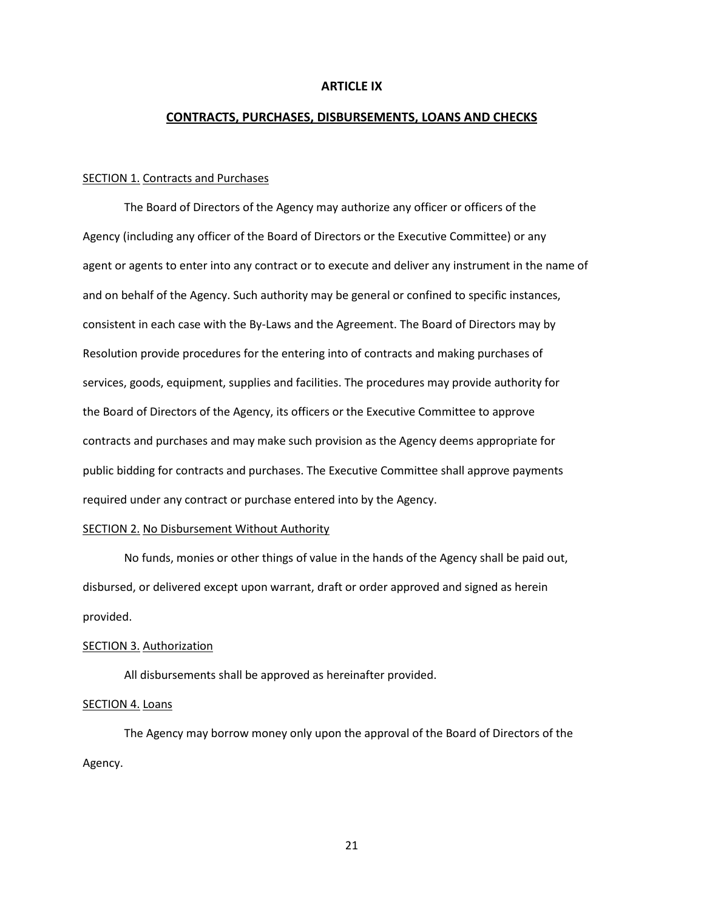# ARTICLE IX

## CONTRACTS, PURCHASES, DISBURSEMENTS, LOANS AND CHECKS

SECTION 1. Contracts and Purchases

The Board of Directors of the Agency may authorize any officer or officers of the Agency (including any officer of the Board of Directors or the Executive Committee) or any agent or agents to enter into any contract or to execute and deliver any instrument in the name of and on behalf of the Agency. Such authority may be general or confined to specific instances, consistent in each case with the By-Laws and the Agreement. The Board of Directors may by Resolution provide procedures for the entering into of contracts and making purchases of services, goods, equipment, supplies and facilities. The procedures may provide authority for the Board of Directors of the Agency, its officers or the Executive Committee to approve contracts and purchases and may make such provision as the Agency deems appropriate for public bidding for contracts and purchases. The Executive Committee shall approve payments required under any contract or purchase entered into by the Agency.

SECTION 2. No Disbursement Without Authority

No funds, monies or other things of value in the hands of the Agency shall be paid out, disbursed, or delivered except upon warrant, draft or order approved and signed as herein provided.

SECTION 3. Authorization

All disbursements shall be approved as hereinafter provided.

SECTION 4. Loans

The Agency may borrow money only upon the approval of the Board of Directors of the Agency.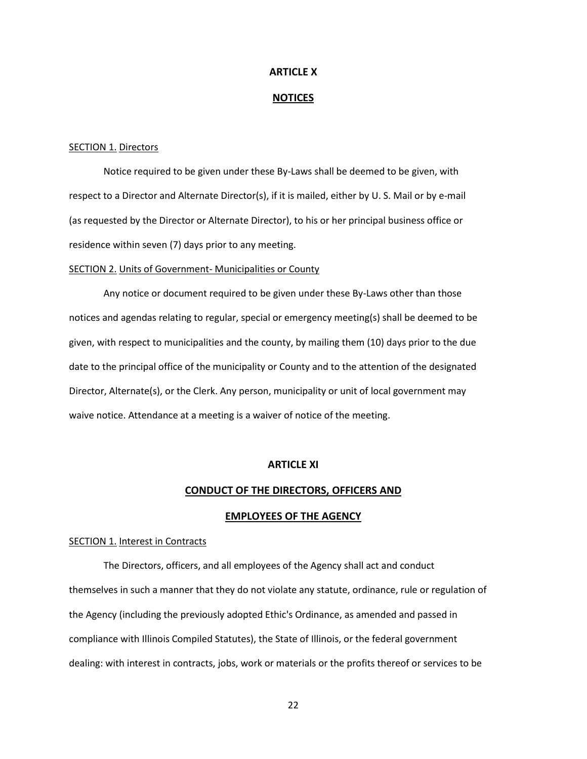# ARTICLE X

## NOTICES

SECTION 1. Directors

Notice required to be given under these By-Laws shall be deemed to be given, with respect to a Director and Alternate Director(s), if it is mailed, either by U. S. Mail or by e-mail (as requested by the Director or Alternate Director), to his or her principal business office or residence within seven (7) days prior to any meeting.

SECTION 2. Units of Government- Municipalities or County

Any notice or document required to be given under these By-Laws other than those notices and agendas relating to regular, special or emergency meeting(s) shall be deemed to be given, with respect to municipalities and the county, by mailing them (10) days prior to the due date to the principal office of the municipality or County and to the attention of the designated Director, Alternate(s), or the Clerk. Any person, municipality or unit of local government may waive notice. Attendance at a meeting is a waiver of notice of the meeting.

# ARTICLE XI

## CONDUCT OF THE DIRECTORS, OFFICERS AND EMPLOYEES OF THE AGENCY

SECTION 1. Interest in Contracts

The Directors, officers, and all employees of the Agency shall act and conduct themselves in such a manner that they do not violate any statute, ordinance, rule or regulation of the Agency (including the previously adopted Ethic's Ordinance, as amended and passed in compliance with Illinois Compiled Statutes), the State of Illinois, or the federal government dealing: with interest in contracts, jobs, work or materials or the profits thereof or services to be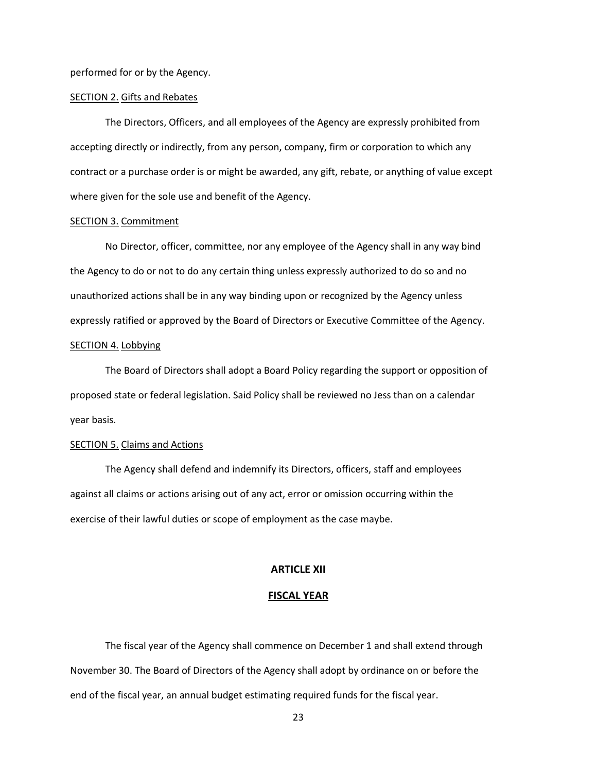performed for or by the Agency.

SECTION 2. Gifts and Rebates

The Directors, Officers, and all employees of the Agency are expressly prohibited from accepting directly or indirectly, from any person, company, firm or corporation to which any contract or a purchase order is or might be awarded, any gift, rebate, or anything of value except where given for the sole use and benefit of the Agency.

SECTION 3. Commitment

No Director, officer, committee, nor any employee of the Agency shall in any way bind the Agency to do or not to do any certain thing unless expressly authorized to do so and no unauthorized actions shall be in any way binding upon or recognized by the Agency unless expressly ratified or approved by the Board of Directors or Executive Committee of the Agency.

SECTION 4. Lobbying

The Board of Directors shall adopt a Board Policy regarding the support or opposition of proposed state or federal legislation. Said Policy shall be reviewed no Jess than on a calendar year basis.

SECTION 5. Claims and Actions

The Agency shall defend and indemnify its Directors, officers, staff and employees against all claims or actions arising out of any act, error or omission occurring within the exercise of their lawful duties or scope of employment as the case maybe.

## ARTICLE XII

## FISCAL YEAR

The fiscal year of the Agency shall commence on December 1 and shall extend through November 30. The Board of Directors of the Agency shall adopt by ordinance on or before the end of the fiscal year, an annual budget estimating required funds for the fiscal year.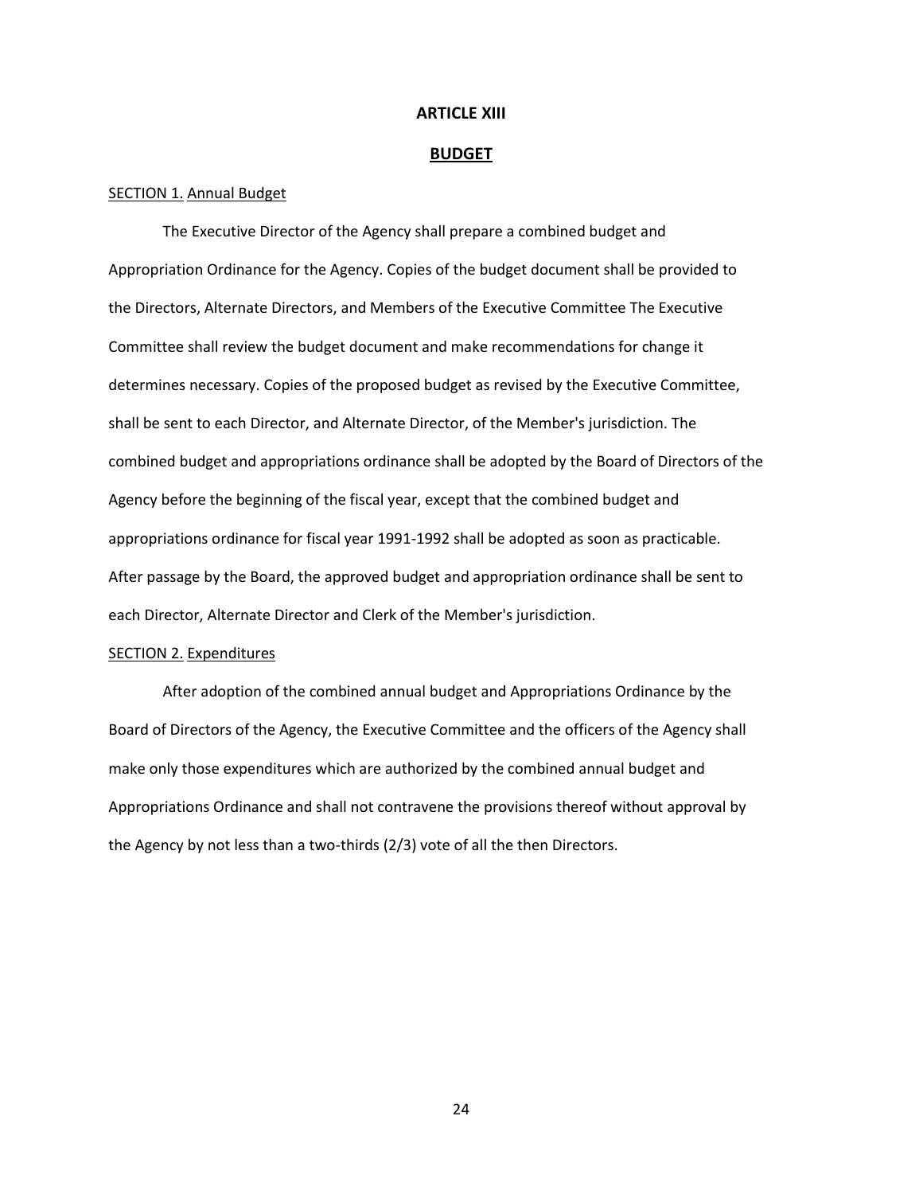## ARTICLE XIII

## BUDGET

SECTION 1. Annual Budget

The Executive Director of the Agency shall prepare a combined budget and Appropriation Ordinance for the Agency. Copies of the budget document shall be provided to the Directors, Alternate Directors, and Members of the Executive Committee The Executive Committee shall review the budget document and make recommendations for change it determines necessary. Copies of the proposed budget as revised by the Executive Committee, shall be sent to each Director, and Alternate Director, of the Member's jurisdiction. The combined budget and appropriations ordinance shall be adopted by the Board of Directors of the Agency before the beginning of the fiscal year, except that the combined budget and appropriations ordinance for fiscal year 1991-1992 shall be adopted as soon as practicable. After passage by the Board, the approved budget and appropriation ordinance shall be sent to each Director, Alternate Director and Clerk of the Member's jurisdiction.

SECTION 2. Expenditures

After adoption of the combined annual budget and Appropriations Ordinance by the Board of Directors of the Agency, the Executive Committee and the officers of the Agency shall make only those expenditures which are authorized by the combined annual budget and Appropriations Ordinance and shall not contravene the provisions thereof without approval by the Agency by not less than a two-thirds (2/3) vote of all the then Directors.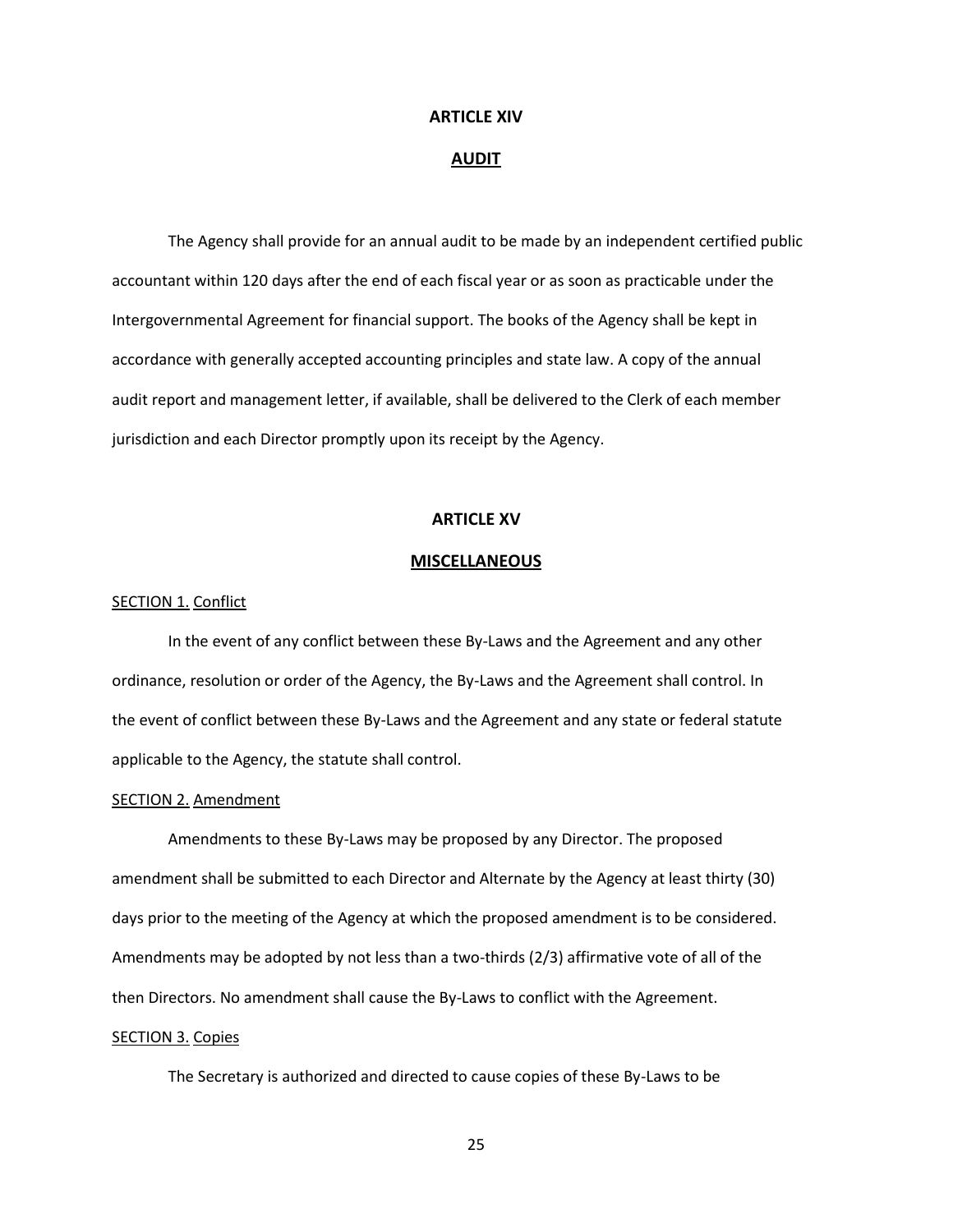## ARTICLE XIV

## AUDIT

The Agency shall provide for an annual audit to be made by an independent certified public accountant within 120 days after the end of each fiscal year or as soon as practicable under the Intergovernmental Agreement for financial support. The books of the Agency shall be kept in accordance with generally accepted accounting principles and state law. A copy of the annual audit report and management letter, if available, shall be delivered to the Clerk of each member jurisdiction and each Director promptly upon its receipt by the Agency.

## ARTICLE XV

## MISCELLANEOUS

SECTION 1. Conflict

In the event of any conflict between these By-Laws and the Agreement and any other ordinance, resolution or order of the Agency, the By-Laws and the Agreement shall control. In the event of conflict between these By-Laws and the Agreement and any state or federal statute applicable to the Agency, the statute shall control.

SECTION 2. Amendment

Amendments to these By-Laws may be proposed by any Director. The proposed amendment shall be submitted to each Director and Alternate by the Agency at least thirty (30) days prior to the meeting of the Agency at which the proposed amendment is to be considered. Amendments may be adopted by not less than a two-thirds (2/3) affirmative vote of all of the then Directors. No amendment shall cause the By-Laws to conflict with the Agreement.

SECTION 3. Copies

The Secretary is authorized and directed to cause copies of these By-Laws to be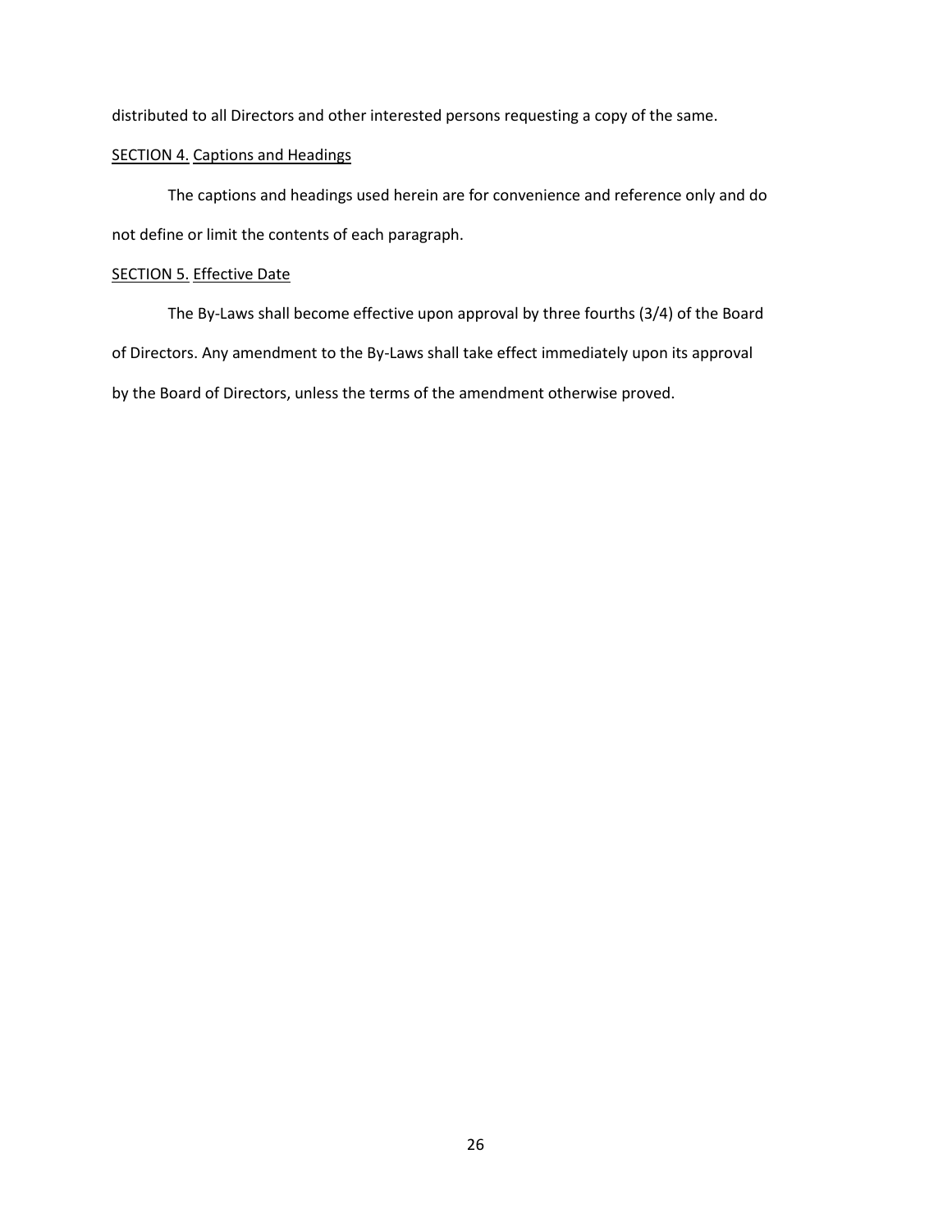distributed to all Directors and other interested persons requesting a copy of the same.

<u>SECTION 4.</u> <u>Captions and Headings</u>

The captions and headings used herein are for convenience and reference only and do not define or limit the contents of each paragraph.

<u>SECTION 5.</u> <u>Effective Date</u>

The By-Laws shall become effective upon approval by three fourths (3/4) of the Board of Directors. Any amendment to the By-Laws shall take effect immediately upon its approval by the Board of Directors, unless the terms of the amendment otherwise proved.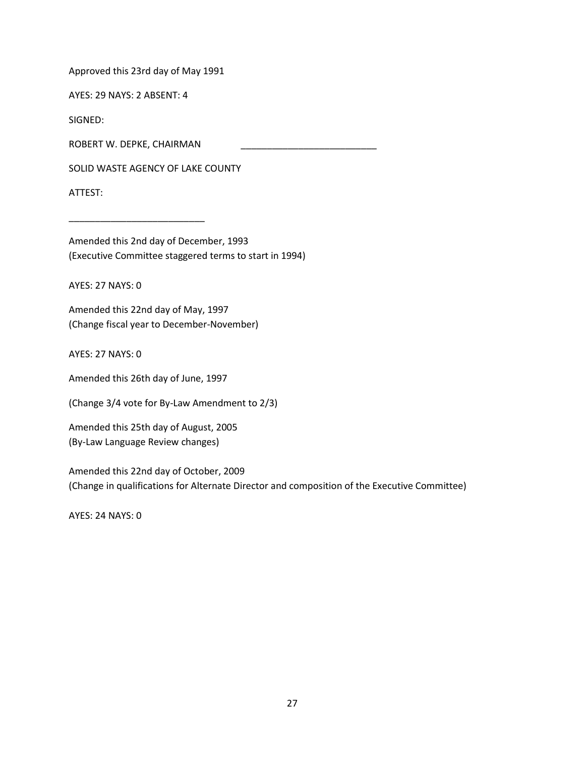Approved this 23rd day of May 1991

AYES: 29 NAYS: 2 ABSENT: 4

SIGNED:

ROBERT W. DEPKE, CHAIRMAN \_\_\_\_\_\_\_\_\_\_\_\_\_\_\_\_\_\_\_\_\_\_\_\_\_\_

SOLID WASTE AGENCY OF LAKE COUNTY

ATTEST:

\_\_\_\_\_\_\_\_\_\_\_\_\_\_\_\_\_\_\_\_\_\_\_\_\_\_

Amended this 2nd day of December, 1993
(Executive Committee staggered terms to start in 1994)

AYES: 27 NAYS: 0

Amended this 22nd day of May, 1997
(Change fiscal year to December-November)

AYES: 27 NAYS: 0

Amended this 26th day of June, 1997

(Change 3/4 vote for By-Law Amendment to 2/3)

Amended this 25th day of August, 2005
(By-Law Language Review changes)

Amended this 22nd day of October, 2009
(Change in qualifications for Alternate Director and composition of the Executive Committee)

AYES: 24 NAYS: 0